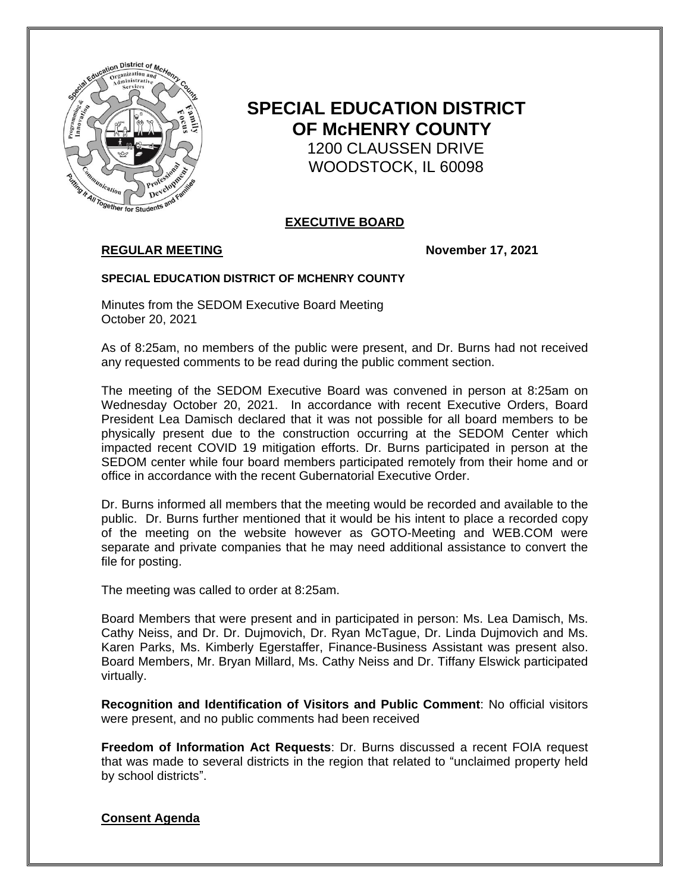# SPECIAL EDUCATION DISTRICT OF McHENRY COUNTY

1200 CLAUSSEN DRIVE
WOODSTOCK, IL 60098

**EXECUTIVE BOARD**

**REGULAR MEETING** **November 17, 2021**

**SPECIAL EDUCATION DISTRICT OF MCHENRY COUNTY**

Minutes from the SEDOM Executive Board Meeting
October 20, 2021

As of 8:25am, no members of the public were present, and Dr. Burns had not received any requested comments to be read during the public comment section.

The meeting of the SEDOM Executive Board was convened in person at 8:25am on Wednesday October 20, 2021. In accordance with recent Executive Orders, Board President Lea Damisch declared that it was not possible for all board members to be physically present due to the construction occurring at the SEDOM Center which impacted recent COVID 19 mitigation efforts. Dr. Burns participated in person at the SEDOM center while four board members participated remotely from their home and or office in accordance with the recent Gubernatorial Executive Order.

Dr. Burns informed all members that the meeting would be recorded and available to the public. Dr. Burns further mentioned that it would be his intent to place a recorded copy of the meeting on the website however as GOTO-Meeting and WEB.COM were separate and private companies that he may need additional assistance to convert the file for posting.

The meeting was called to order at 8:25am.

Board Members that were present and in participated in person: Ms. Lea Damisch, Ms. Cathy Neiss, and Dr. Dr. Dujmovich, Dr. Ryan McTague, Dr. Linda Dujmovich and Ms. Karen Parks, Ms. Kimberly Egerstaffer, Finance-Business Assistant was present also. Board Members, Mr. Bryan Millard, Ms. Cathy Neiss and Dr. Tiffany Elswick participated virtually.

**Recognition and Identification of Visitors and Public Comment**: No official visitors were present, and no public comments had been received

**Freedom of Information Act Requests**: Dr. Burns discussed a recent FOIA request that was made to several districts in the region that related to "unclaimed property held by school districts".

**Consent Agenda**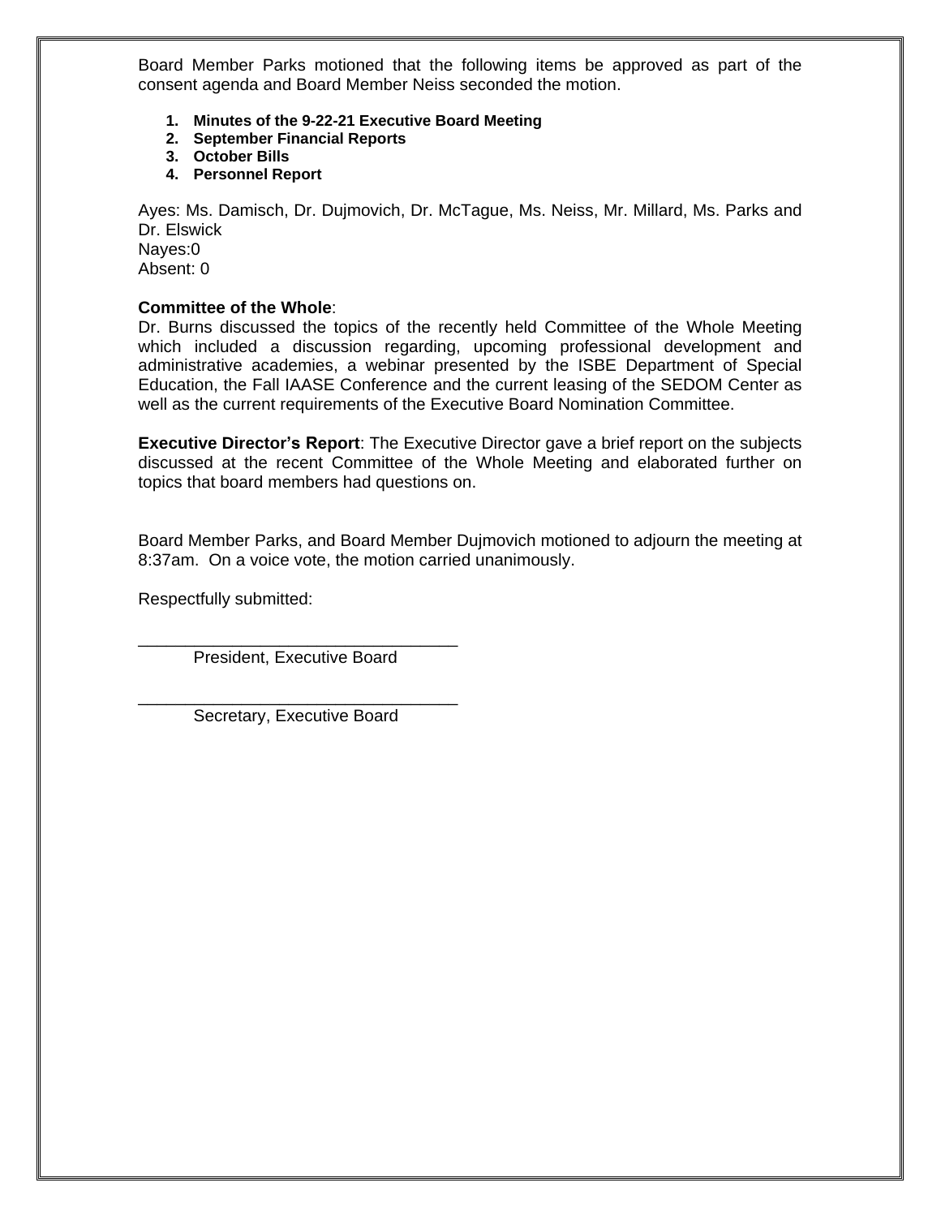Board Member Parks motioned that the following items be approved as part of the consent agenda and Board Member Neiss seconded the motion.

1. **Minutes of the 9-22-21 Executive Board Meeting**
2. **September Financial Reports**
3. **October Bills**
4. **Personnel Report**

Ayes: Ms. Damisch, Dr. Dujmovich, Dr. McTague, Ms. Neiss, Mr. Millard, Ms. Parks and Dr. Elswick
Nayes:0
Absent: 0

**Committee of the Whole**:
Dr. Burns discussed the topics of the recently held Committee of the Whole Meeting which included a discussion regarding, upcoming professional development and administrative academies, a webinar presented by the ISBE Department of Special Education, the Fall IAASE Conference and the current leasing of the SEDOM Center as well as the current requirements of the Executive Board Nomination Committee.

**Executive Director's Report**: The Executive Director gave a brief report on the subjects discussed at the recent Committee of the Whole Meeting and elaborated further on topics that board members had questions on.

Board Member Parks, and Board Member Dujmovich motioned to adjourn the meeting at 8:37am. On a voice vote, the motion carried unanimously.

Respectfully submitted:

\_\_\_\_\_\_\_\_\_\_\_\_\_\_\_\_\_\_\_\_\_\_\_\_\_\_\_\_\_\_\_\_\_\_
President, Executive Board

\_\_\_\_\_\_\_\_\_\_\_\_\_\_\_\_\_\_\_\_\_\_\_\_\_\_\_\_\_\_\_\_\_\_
Secretary, Executive Board